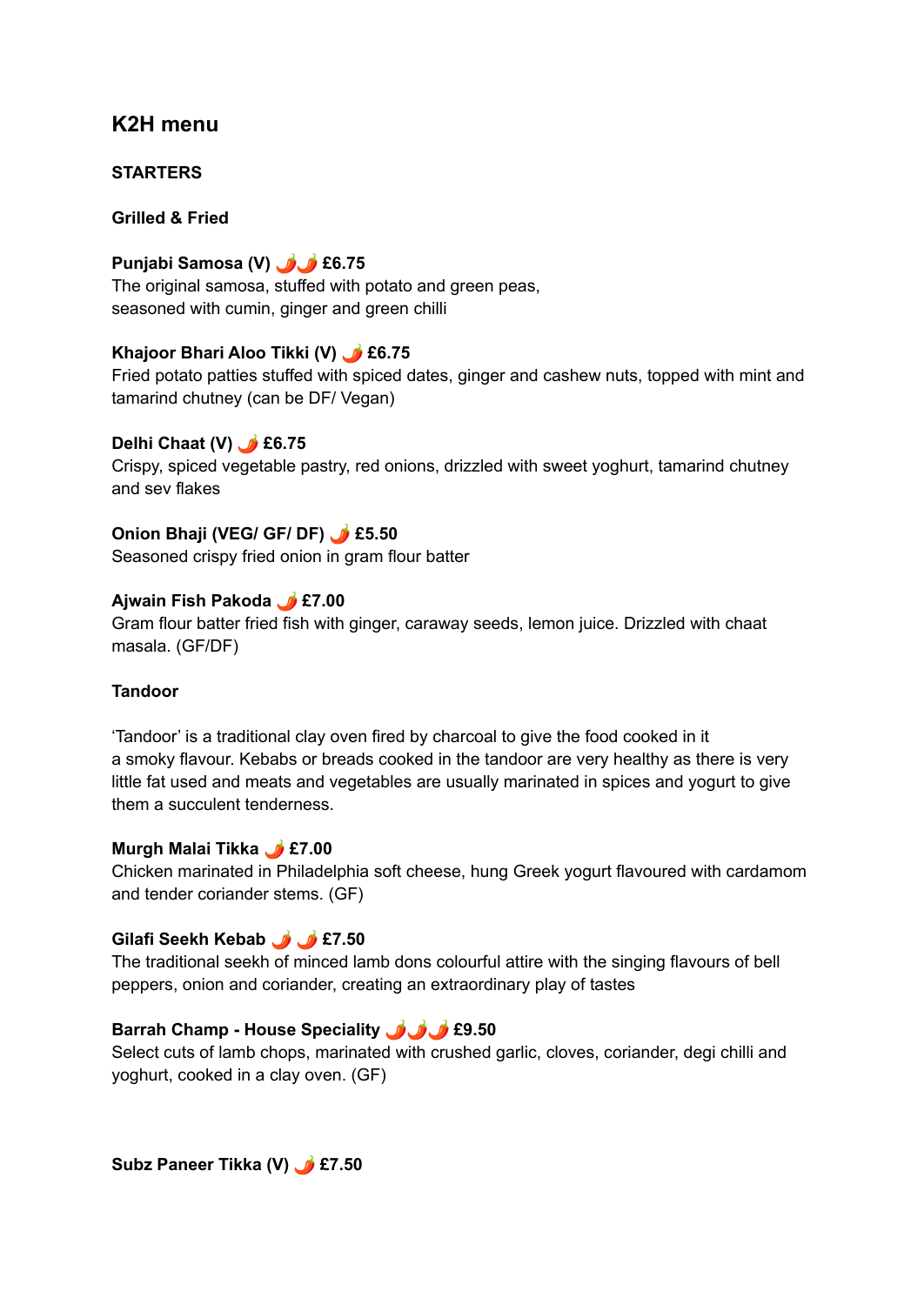# K2H menu

## STARTERS

### Grilled & Fried

**Punjabi Samosa (V) 🌶️🌶️ £6.75**
The original samosa, stuffed with potato and green peas,
seasoned with cumin, ginger and green chilli

**Khajoor Bhari Aloo Tikki (V) 🌶️ £6.75**
Fried potato patties stuffed with spiced dates, ginger and cashew nuts, topped with mint and tamarind chutney (can be DF/ Vegan)

**Delhi Chaat (V) 🌶️ £6.75**
Crispy, spiced vegetable pastry, red onions, drizzled with sweet yoghurt, tamarind chutney and sev flakes

**Onion Bhaji (VEG/ GF/ DF) 🌶️ £5.50**
Seasoned crispy fried onion in gram flour batter

**Ajwain Fish Pakoda 🌶️ £7.00**
Gram flour batter fried fish with ginger, caraway seeds, lemon juice. Drizzled with chaat masala. (GF/DF)

### Tandoor

'Tandoor' is a traditional clay oven fired by charcoal to give the food cooked in it
a smoky flavour. Kebabs or breads cooked in the tandoor are very healthy as there is very little fat used and meats and vegetables are usually marinated in spices and yogurt to give them a succulent tenderness.

**Murgh Malai Tikka 🌶️ £7.00**
Chicken marinated in Philadelphia soft cheese, hung Greek yogurt flavoured with cardamom and tender coriander stems. (GF)

**Gilafi Seekh Kebab 🌶️ 🌶️ £7.50**
The traditional seekh of minced lamb dons colourful attire with the singing flavours of bell peppers, onion and coriander, creating an extraordinary play of tastes

**Barrah Champ - House Speciality 🌶️🌶️🌶️ £9.50**
Select cuts of lamb chops, marinated with crushed garlic, cloves, coriander, degi chilli and yoghurt, cooked in a clay oven. (GF)

**Subz Paneer Tikka (V) 🌶️ £7.50**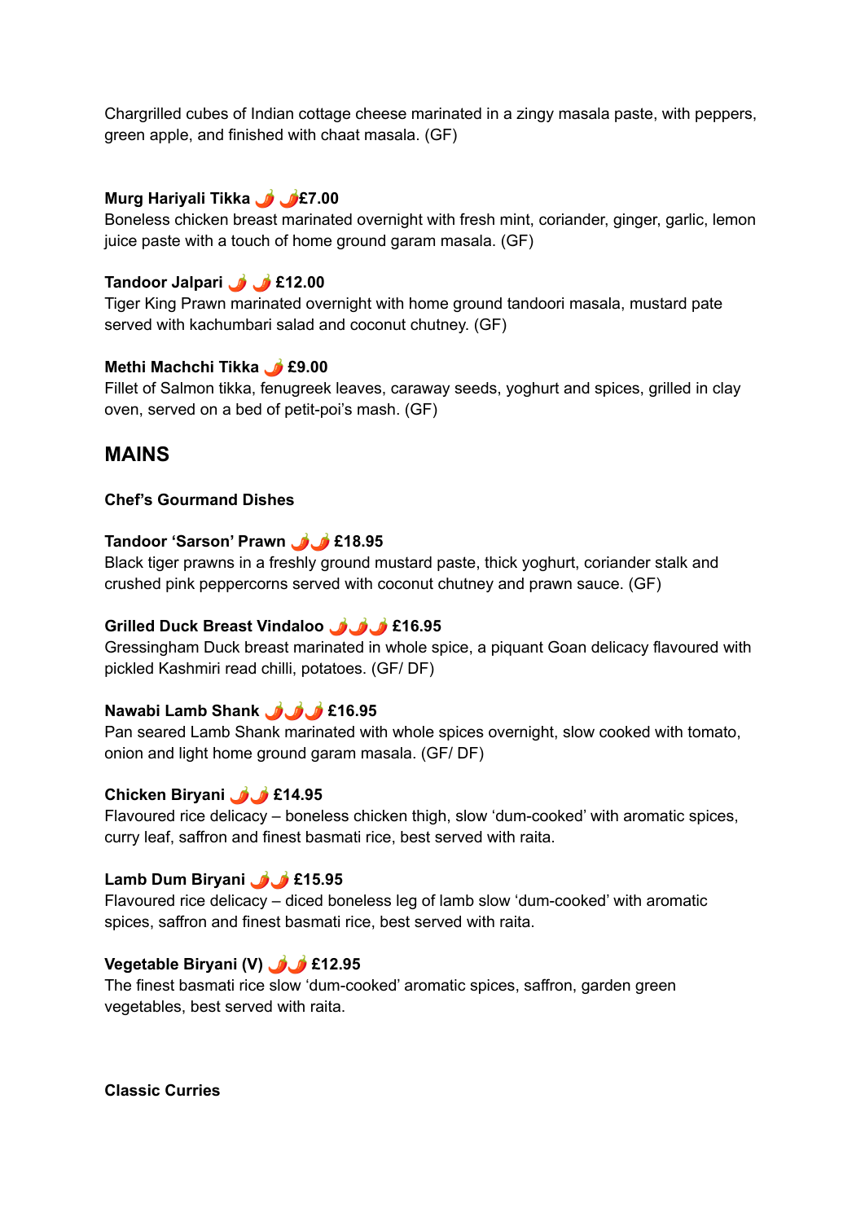Chargrilled cubes of Indian cottage cheese marinated in a zingy masala paste, with peppers, green apple, and finished with chaat masala. (GF)

**Murg Hariyali Tikka 🌶️ 🌶️£7.00**
Boneless chicken breast marinated overnight with fresh mint, coriander, ginger, garlic, lemon juice paste with a touch of home ground garam masala. (GF)

**Tandoor Jalpari 🌶️ 🌶️ £12.00**
Tiger King Prawn marinated overnight with home ground tandoori masala, mustard pate served with kachumbari salad and coconut chutney. (GF)

**Methi Machchi Tikka 🌶️ £9.00**
Fillet of Salmon tikka, fenugreek leaves, caraway seeds, yoghurt and spices, grilled in clay oven, served on a bed of petit-poi's mash. (GF)

## MAINS

**Chef's Gourmand Dishes**

**Tandoor 'Sarson' Prawn 🌶️🌶️ £18.95**
Black tiger prawns in a freshly ground mustard paste, thick yoghurt, coriander stalk and crushed pink peppercorns served with coconut chutney and prawn sauce. (GF)

**Grilled Duck Breast Vindaloo 🌶️🌶️🌶️ £16.95**
Gressingham Duck breast marinated in whole spice, a piquant Goan delicacy flavoured with pickled Kashmiri read chilli, potatoes. (GF/ DF)

**Nawabi Lamb Shank 🌶️🌶️🌶️ £16.95**
Pan seared Lamb Shank marinated with whole spices overnight, slow cooked with tomato, onion and light home ground garam masala. (GF/ DF)

**Chicken Biryani 🌶️🌶️ £14.95**
Flavoured rice delicacy – boneless chicken thigh, slow 'dum-cooked' with aromatic spices, curry leaf, saffron and finest basmati rice, best served with raita.

**Lamb Dum Biryani 🌶️🌶️ £15.95**
Flavoured rice delicacy – diced boneless leg of lamb slow 'dum-cooked' with aromatic spices, saffron and finest basmati rice, best served with raita.

**Vegetable Biryani (V) 🌶️🌶️ £12.95**
The finest basmati rice slow 'dum-cooked' aromatic spices, saffron, garden green vegetables, best served with raita.

**Classic Curries**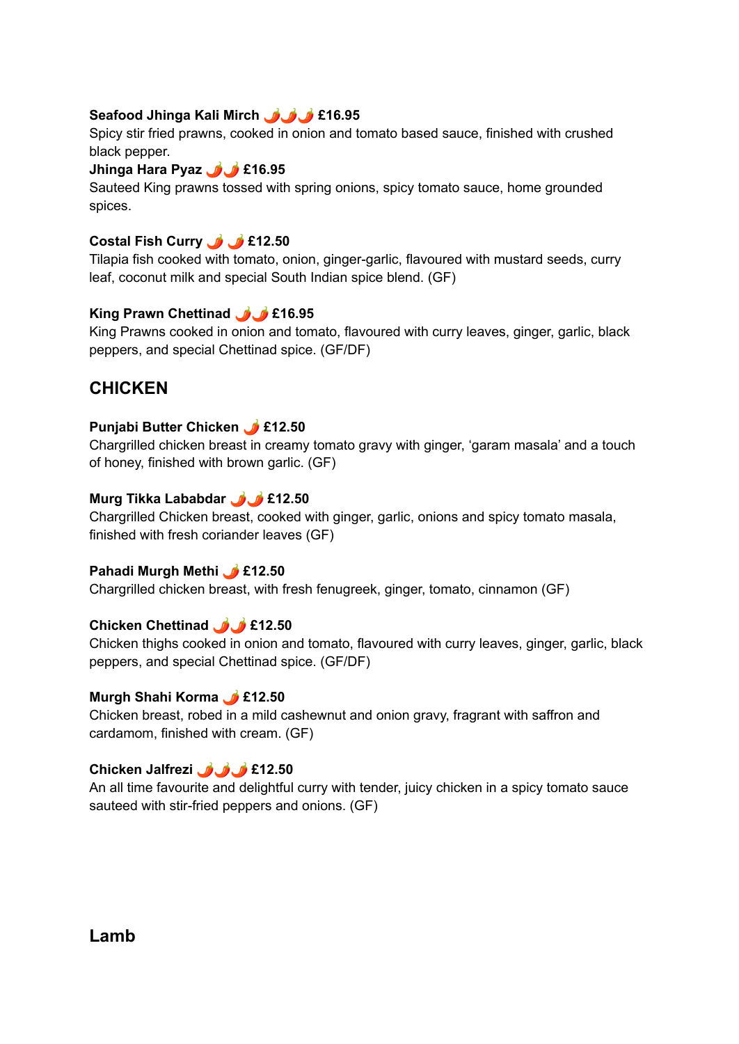**Seafood Jhinga Kali Mirch** 🌶️🌶️🌶️ **£16.95**
Spicy stir fried prawns, cooked in onion and tomato based sauce, finished with crushed black pepper.

**Jhinga Hara Pyaz** 🌶️🌶️ **£16.95**
Sauteed King prawns tossed with spring onions, spicy tomato sauce, home grounded spices.

**Costal Fish Curry** 🌶️ 🌶️ **£12.50**
Tilapia fish cooked with tomato, onion, ginger-garlic, flavoured with mustard seeds, curry leaf, coconut milk and special South Indian spice blend. (GF)

**King Prawn Chettinad** 🌶️🌶️ **£16.95**
King Prawns cooked in onion and tomato, flavoured with curry leaves, ginger, garlic, black peppers, and special Chettinad spice. (GF/DF)

## CHICKEN

**Punjabi Butter Chicken** 🌶️ **£12.50**
Chargrilled chicken breast in creamy tomato gravy with ginger, 'garam masala' and a touch of honey, finished with brown garlic. (GF)

**Murg Tikka Lababdar** 🌶️🌶️ **£12.50**
Chargrilled Chicken breast, cooked with ginger, garlic, onions and spicy tomato masala, finished with fresh coriander leaves (GF)

**Pahadi Murgh Methi** 🌶️ **£12.50**
Chargrilled chicken breast, with fresh fenugreek, ginger, tomato, cinnamon (GF)

**Chicken Chettinad** 🌶️🌶️ **£12.50**
Chicken thighs cooked in onion and tomato, flavoured with curry leaves, ginger, garlic, black peppers, and special Chettinad spice. (GF/DF)

**Murgh Shahi Korma** 🌶️ **£12.50**
Chicken breast, robed in a mild cashewnut and onion gravy, fragrant with saffron and cardamom, finished with cream. (GF)

**Chicken Jalfrezi** 🌶️🌶️🌶️ **£12.50**
An all time favourite and delightful curry with tender, juicy chicken in a spicy tomato sauce sauteed with stir-fried peppers and onions. (GF)

## Lamb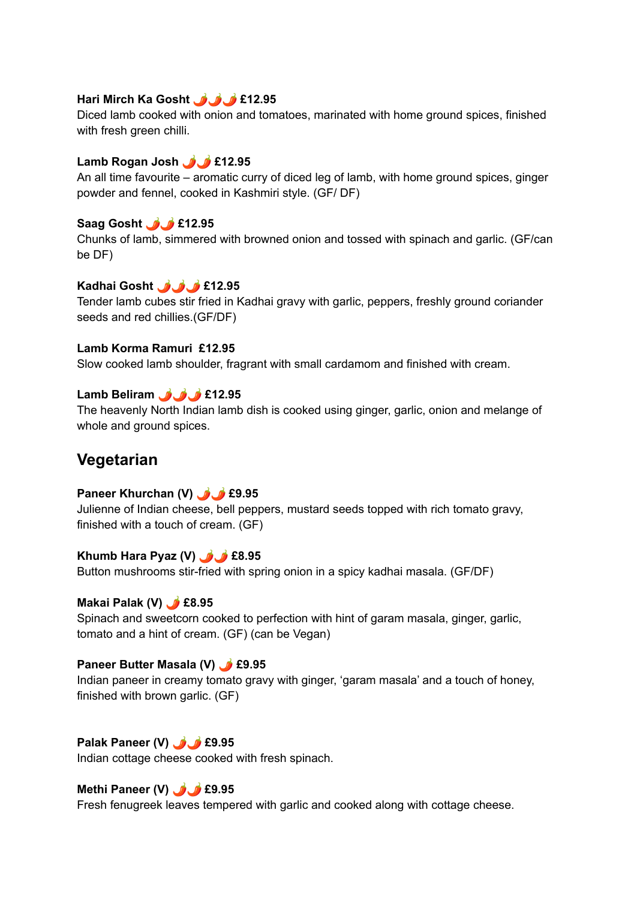**Hari Mirch Ka Gosht 🌶🌶🌶 £12.95**
Diced lamb cooked with onion and tomatoes, marinated with home ground spices, finished with fresh green chilli.

**Lamb Rogan Josh 🌶🌶 £12.95**
An all time favourite – aromatic curry of diced leg of lamb, with home ground spices, ginger powder and fennel, cooked in Kashmiri style. (GF/ DF)

**Saag Gosht 🌶🌶 £12.95**
Chunks of lamb, simmered with browned onion and tossed with spinach and garlic. (GF/can be DF)

**Kadhai Gosht 🌶🌶🌶 £12.95**
Tender lamb cubes stir fried in Kadhai gravy with garlic, peppers, freshly ground coriander seeds and red chillies.(GF/DF)

**Lamb Korma Ramuri £12.95**
Slow cooked lamb shoulder, fragrant with small cardamom and finished with cream.

**Lamb Beliram 🌶🌶🌶 £12.95**
The heavenly North Indian lamb dish is cooked using ginger, garlic, onion and melange of whole and ground spices.

## Vegetarian

**Paneer Khurchan (V) 🌶🌶 £9.95**
Julienne of Indian cheese, bell peppers, mustard seeds topped with rich tomato gravy, finished with a touch of cream. (GF)

**Khumb Hara Pyaz (V) 🌶🌶 £8.95**
Button mushrooms stir-fried with spring onion in a spicy kadhai masala. (GF/DF)

**Makai Palak (V) 🌶 £8.95**
Spinach and sweetcorn cooked to perfection with hint of garam masala, ginger, garlic, tomato and a hint of cream. (GF) (can be Vegan)

**Paneer Butter Masala (V) 🌶 £9.95**
Indian paneer in creamy tomato gravy with ginger, 'garam masala' and a touch of honey, finished with brown garlic. (GF)

**Palak Paneer (V) 🌶🌶 £9.95**
Indian cottage cheese cooked with fresh spinach.

**Methi Paneer (V) 🌶🌶 £9.95**
Fresh fenugreek leaves tempered with garlic and cooked along with cottage cheese.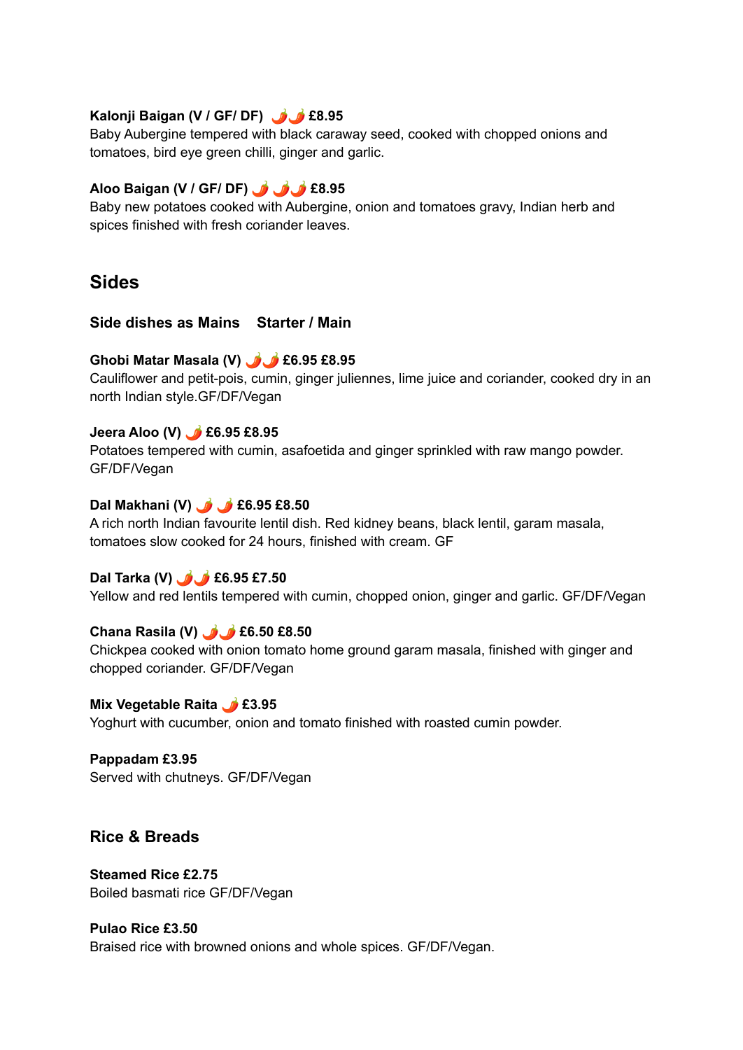**Kalonji Baigan (V / GF/ DF)** 🌶️🌶️ **£8.95**
Baby Aubergine tempered with black caraway seed, cooked with chopped onions and tomatoes, bird eye green chilli, ginger and garlic.

**Aloo Baigan (V / GF/ DF)** 🌶️ 🌶️🌶️ **£8.95**
Baby new potatoes cooked with Aubergine, onion and tomatoes gravy, Indian herb and spices finished with fresh coriander leaves.

## Sides

### Side dishes as Mains    Starter / Main

**Ghobi Matar Masala (V)** 🌶️🌶️ **£6.95 £8.95**
Cauliflower and petit-pois, cumin, ginger juliennes, lime juice and coriander, cooked dry in an north Indian style.GF/DF/Vegan

**Jeera Aloo (V)** 🌶️ **£6.95 £8.95**
Potatoes tempered with cumin, asafoetida and ginger sprinkled with raw mango powder. GF/DF/Vegan

**Dal Makhani (V)** 🌶️ 🌶️ **£6.95 £8.50**
A rich north Indian favourite lentil dish. Red kidney beans, black lentil, garam masala, tomatoes slow cooked for 24 hours, finished with cream. GF

**Dal Tarka (V)** 🌶️🌶️ **£6.95 £7.50**
Yellow and red lentils tempered with cumin, chopped onion, ginger and garlic. GF/DF/Vegan

**Chana Rasila (V)** 🌶️🌶️ **£6.50 £8.50**
Chickpea cooked with onion tomato home ground garam masala, finished with ginger and chopped coriander. GF/DF/Vegan

**Mix Vegetable Raita** 🌶️ **£3.95**
Yoghurt with cucumber, onion and tomato finished with roasted cumin powder.

**Pappadam £3.95**
Served with chutneys. GF/DF/Vegan

## Rice & Breads

**Steamed Rice £2.75**
Boiled basmati rice GF/DF/Vegan

**Pulao Rice £3.50**
Braised rice with browned onions and whole spices. GF/DF/Vegan.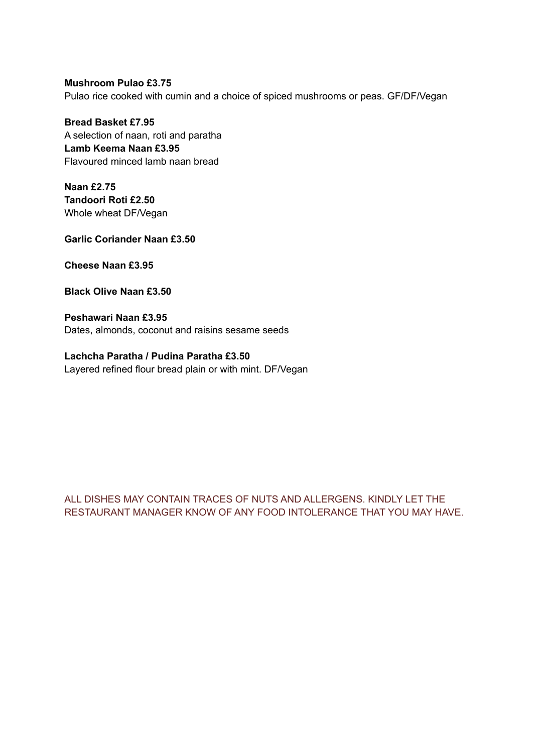**Mushroom Pulao £3.75**
Pulao rice cooked with cumin and a choice of spiced mushrooms or peas. GF/DF/Vegan

**Bread Basket £7.95**
A selection of naan, roti and paratha
**Lamb Keema Naan £3.95**
Flavoured minced lamb naan bread

**Naan £2.75**
**Tandoori Roti £2.50**
Whole wheat DF/Vegan

**Garlic Coriander Naan £3.50**

**Cheese Naan £3.95**

**Black Olive Naan £3.50**

**Peshawari Naan £3.95**
Dates, almonds, coconut and raisins sesame seeds

**Lachcha Paratha / Pudina Paratha £3.50**
Layered refined flour bread plain or with mint. DF/Vegan

ALL DISHES MAY CONTAIN TRACES OF NUTS AND ALLERGENS. KINDLY LET THE RESTAURANT MANAGER KNOW OF ANY FOOD INTOLERANCE THAT YOU MAY HAVE.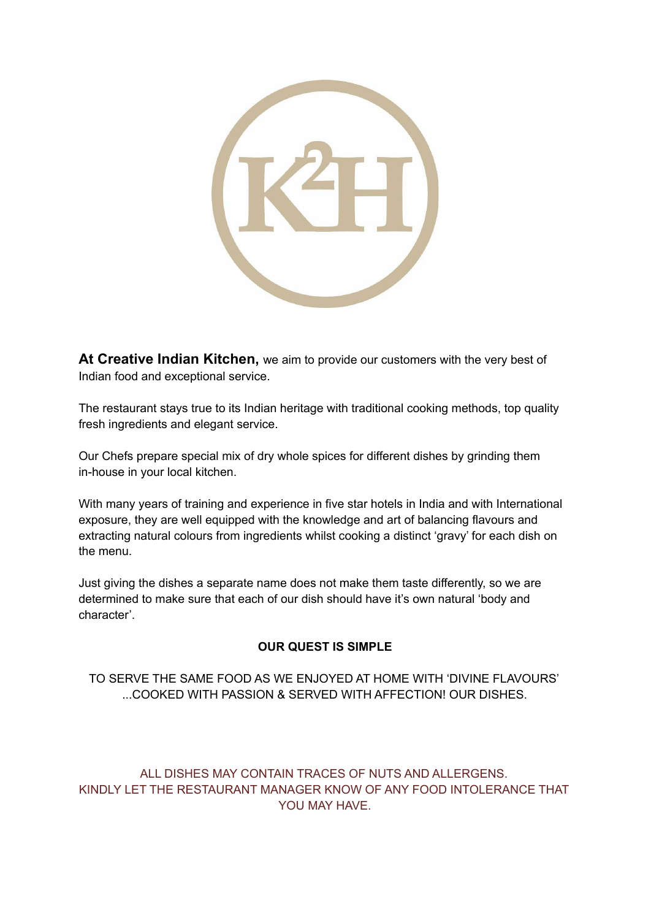**At Creative Indian Kitchen,** we aim to provide our customers with the very best of Indian food and exceptional service.

The restaurant stays true to its Indian heritage with traditional cooking methods, top quality fresh ingredients and elegant service.

Our Chefs prepare special mix of dry whole spices for different dishes by grinding them in-house in your local kitchen.

With many years of training and experience in five star hotels in India and with International exposure, they are well equipped with the knowledge and art of balancing flavours and extracting natural colours from ingredients whilst cooking a distinct 'gravy' for each dish on the menu.

Just giving the dishes a separate name does not make them taste differently, so we are determined to make sure that each of our dish should have it's own natural 'body and character'.

**OUR QUEST IS SIMPLE**

TO SERVE THE SAME FOOD AS WE ENJOYED AT HOME WITH 'DIVINE FLAVOURS' ...COOKED WITH PASSION & SERVED WITH AFFECTION! OUR DISHES.

ALL DISHES MAY CONTAIN TRACES OF NUTS AND ALLERGENS.
KINDLY LET THE RESTAURANT MANAGER KNOW OF ANY FOOD INTOLERANCE THAT YOU MAY HAVE.